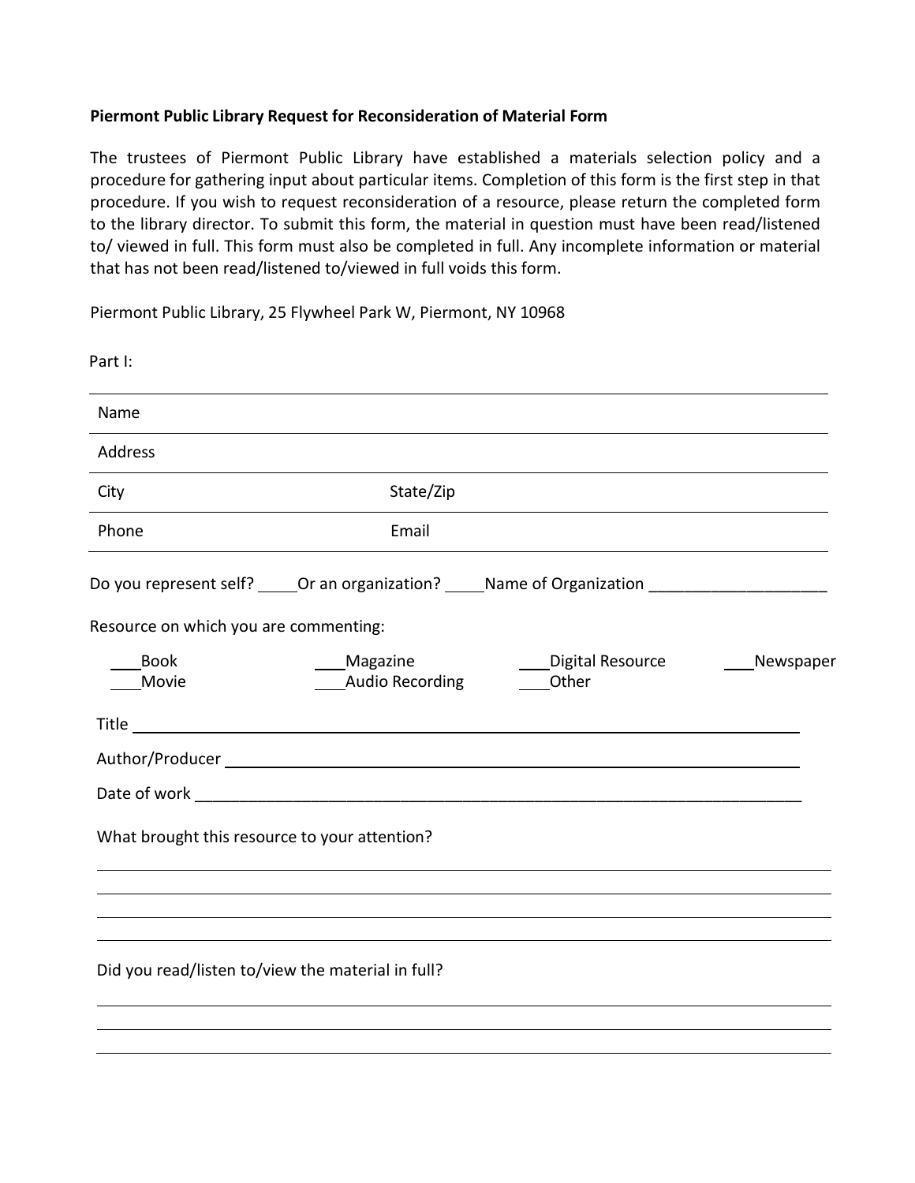**Piermont Public Library Request for Reconsideration of Material Form**

The trustees of Piermont Public Library have established a materials selection policy and a procedure for gathering input about particular items. Completion of this form is the first step in that procedure. If you wish to request reconsideration of a resource, please return the completed form to the library director. To submit this form, the material in question must have been read/listened to/ viewed in full. This form must also be completed in full. Any incomplete information or material that has not been read/listened to/viewed in full voids this form.

Piermont Public Library, 25 Flywheel Park W, Piermont, NY 10968

Part I:

| | |
|---|---|
| Name | |
| Address | |
| City | State/Zip |
| Phone | Email |

Do you represent self? _____Or an organization? _____Name of Organization ____________________

Resource on which you are commenting:

___Book ___Magazine ___Digital Resource ___Newspaper
___Movie ___Audio Recording ___Other

Title ______________________________________________________________________

Author/Producer ______________________________________________________________

Date of work _________________________________________________________________

What brought this resource to your attention?

______________________________________________________________________________

______________________________________________________________________________

______________________________________________________________________________

______________________________________________________________________________

Did you read/listen to/view the material in full?

______________________________________________________________________________

______________________________________________________________________________

______________________________________________________________________________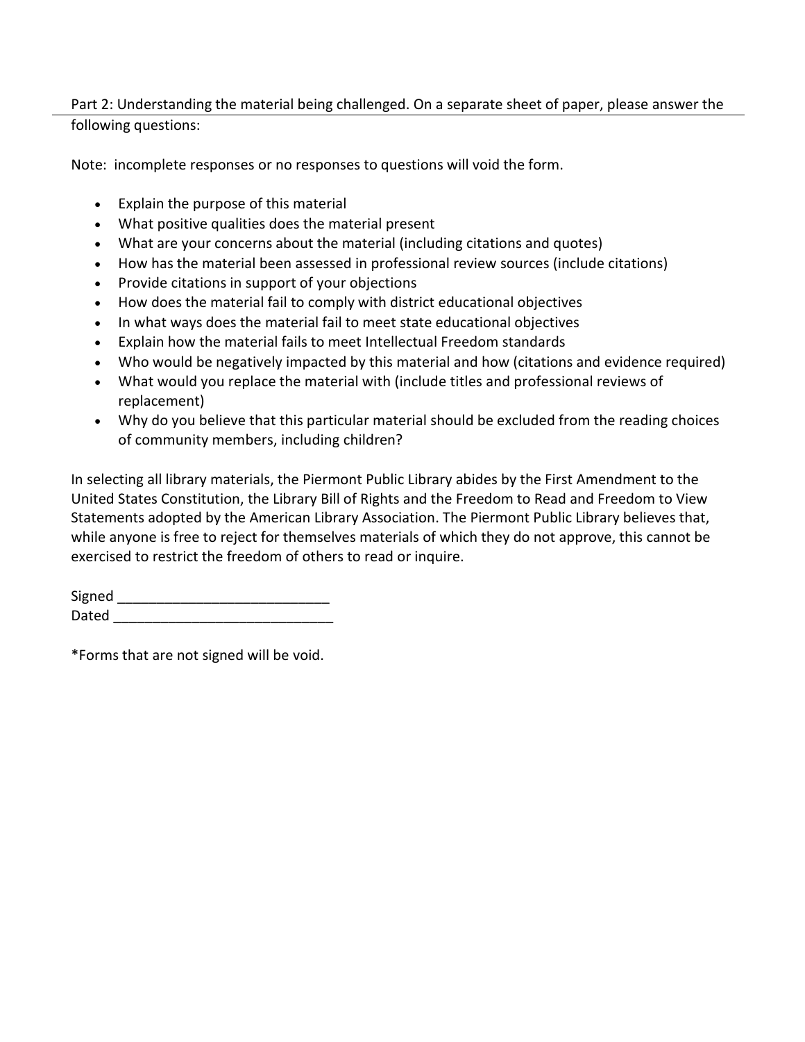Part 2: Understanding the material being challenged. On a separate sheet of paper, please answer the following questions:

Note: incomplete responses or no responses to questions will void the form.

- Explain the purpose of this material
- What positive qualities does the material present
- What are your concerns about the material (including citations and quotes)
- How has the material been assessed in professional review sources (include citations)
- Provide citations in support of your objections
- How does the material fail to comply with district educational objectives
- In what ways does the material fail to meet state educational objectives
- Explain how the material fails to meet Intellectual Freedom standards
- Who would be negatively impacted by this material and how (citations and evidence required)
- What would you replace the material with (include titles and professional reviews of replacement)
- Why do you believe that this particular material should be excluded from the reading choices of community members, including children?

In selecting all library materials, the Piermont Public Library abides by the First Amendment to the United States Constitution, the Library Bill of Rights and the Freedom to Read and Freedom to View Statements adopted by the American Library Association. The Piermont Public Library believes that, while anyone is free to reject for themselves materials of which they do not approve, this cannot be exercised to restrict the freedom of others to read or inquire.

Signed ___________________________
Dated ____________________________

*Forms that are not signed will be void.